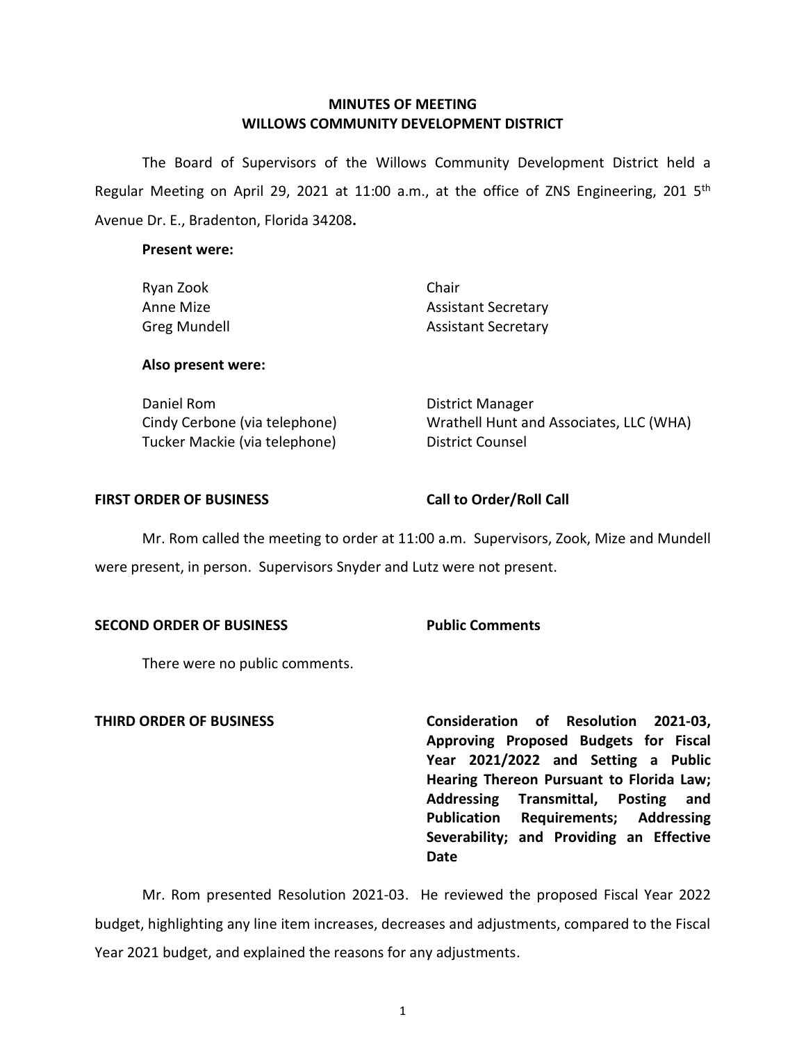# MINUTES OF MEETING
# WILLOWS COMMUNITY DEVELOPMENT DISTRICT

The Board of Supervisors of the Willows Community Development District held a Regular Meeting on April 29, 2021 at 11:00 a.m., at the office of ZNS Engineering, 201 5th Avenue Dr. E., Bradenton, Florida 34208**.**

**Present were:**

| | |
|---|---|
| Ryan Zook | Chair |
| Anne Mize | Assistant Secretary |
| Greg Mundell | Assistant Secretary |

**Also present were:**

| | |
|---|---|
| Daniel Rom | District Manager |
| Cindy Cerbone (via telephone) | Wrathell Hunt and Associates, LLC (WHA) |
| Tucker Mackie (via telephone) | District Counsel |

**FIRST ORDER OF BUSINESS** **Call to Order/Roll Call**

Mr. Rom called the meeting to order at 11:00 a.m. Supervisors, Zook, Mize and Mundell were present, in person. Supervisors Snyder and Lutz were not present.

**SECOND ORDER OF BUSINESS** **Public Comments**

There were no public comments.

**THIRD ORDER OF BUSINESS** **Consideration of Resolution 2021-03, Approving Proposed Budgets for Fiscal Year 2021/2022 and Setting a Public Hearing Thereon Pursuant to Florida Law; Addressing Transmittal, Posting and Publication Requirements; Addressing Severability; and Providing an Effective Date**

Mr. Rom presented Resolution 2021-03. He reviewed the proposed Fiscal Year 2022 budget, highlighting any line item increases, decreases and adjustments, compared to the Fiscal Year 2021 budget, and explained the reasons for any adjustments.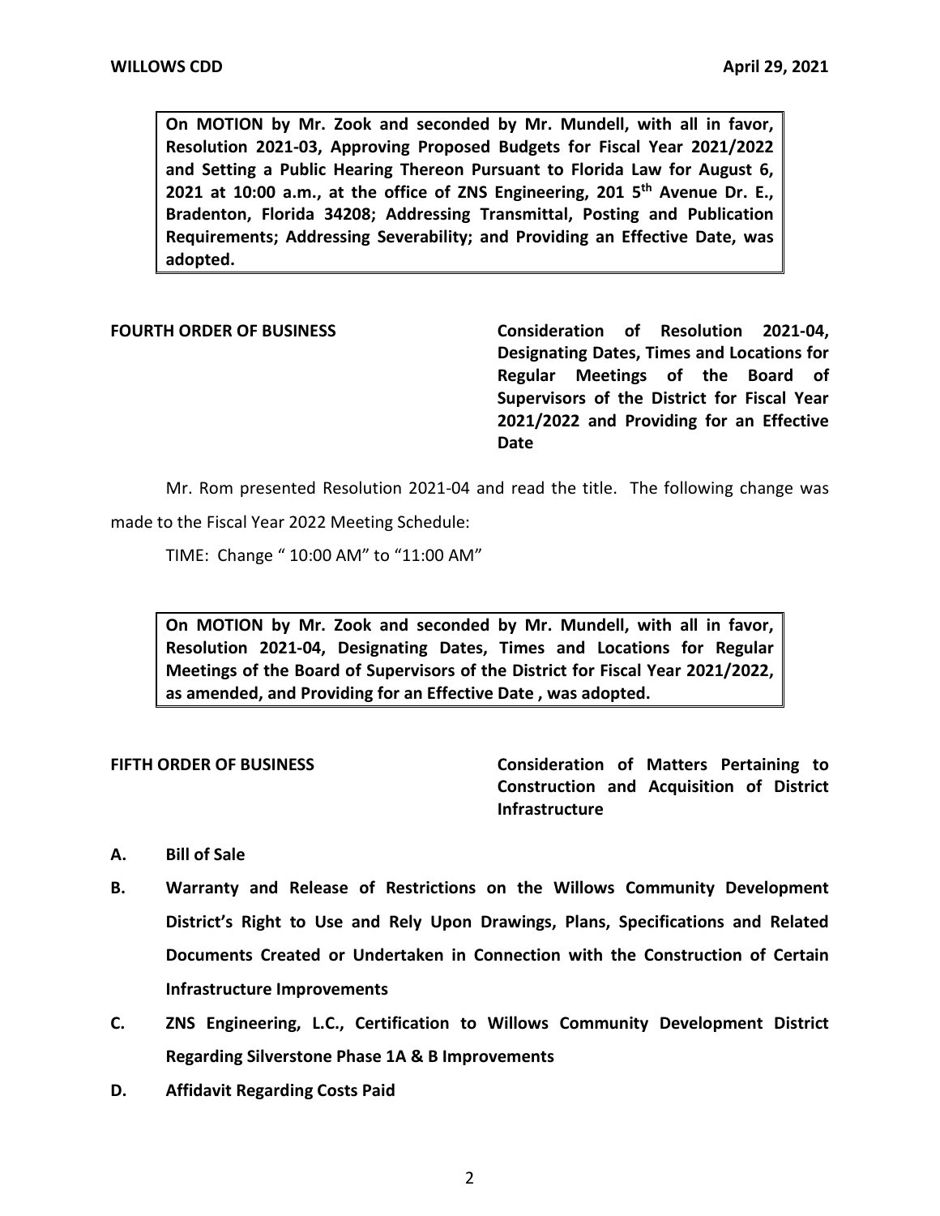> **On MOTION by Mr. Zook and seconded by Mr. Mundell, with all in favor, Resolution 2021-03, Approving Proposed Budgets for Fiscal Year 2021/2022 and Setting a Public Hearing Thereon Pursuant to Florida Law for August 6, 2021 at 10:00 a.m., at the office of ZNS Engineering, 201 5th Avenue Dr. E., Bradenton, Florida 34208; Addressing Transmittal, Posting and Publication Requirements; Addressing Severability; and Providing an Effective Date, was adopted.**

**FOURTH ORDER OF BUSINESS** — **Consideration of Resolution 2021-04, Designating Dates, Times and Locations for Regular Meetings of the Board of Supervisors of the District for Fiscal Year 2021/2022 and Providing for an Effective Date**

Mr. Rom presented Resolution 2021-04 and read the title. The following change was made to the Fiscal Year 2022 Meeting Schedule:

TIME: Change " 10:00 AM" to "11:00 AM"

> **On MOTION by Mr. Zook and seconded by Mr. Mundell, with all in favor, Resolution 2021-04, Designating Dates, Times and Locations for Regular Meetings of the Board of Supervisors of the District for Fiscal Year 2021/2022, as amended, and Providing for an Effective Date , was adopted.**

**FIFTH ORDER OF BUSINESS** — **Consideration of Matters Pertaining to Construction and Acquisition of District Infrastructure**

**A. Bill of Sale**

**B. Warranty and Release of Restrictions on the Willows Community Development District's Right to Use and Rely Upon Drawings, Plans, Specifications and Related Documents Created or Undertaken in Connection with the Construction of Certain Infrastructure Improvements**

**C. ZNS Engineering, L.C., Certification to Willows Community Development District Regarding Silverstone Phase 1A & B Improvements**

**D. Affidavit Regarding Costs Paid**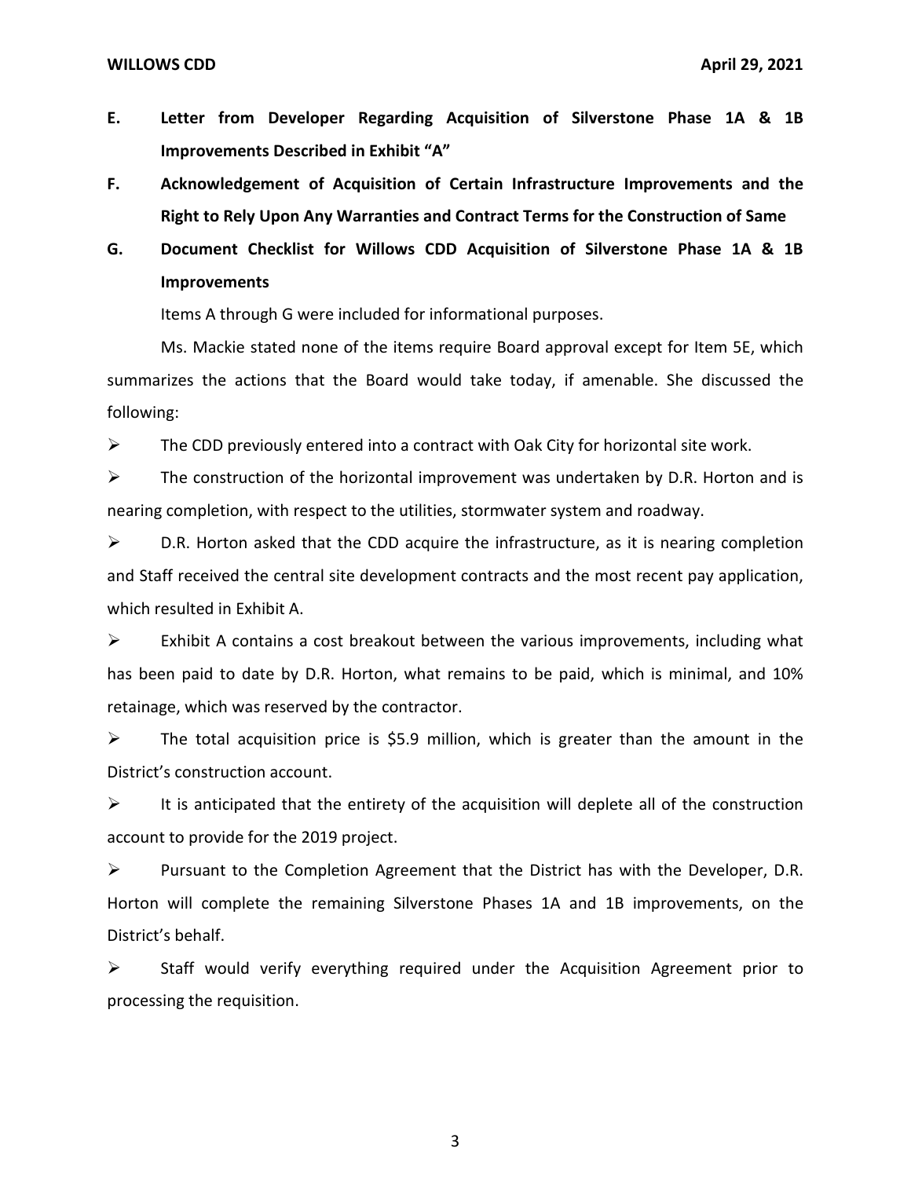**E. Letter from Developer Regarding Acquisition of Silverstone Phase 1A & 1B Improvements Described in Exhibit "A"**

**F. Acknowledgement of Acquisition of Certain Infrastructure Improvements and the Right to Rely Upon Any Warranties and Contract Terms for the Construction of Same**

**G. Document Checklist for Willows CDD Acquisition of Silverstone Phase 1A & 1B Improvements**

Items A through G were included for informational purposes.

Ms. Mackie stated none of the items require Board approval except for Item 5E, which summarizes the actions that the Board would take today, if amenable. She discussed the following:

- The CDD previously entered into a contract with Oak City for horizontal site work.
- The construction of the horizontal improvement was undertaken by D.R. Horton and is nearing completion, with respect to the utilities, stormwater system and roadway.
- D.R. Horton asked that the CDD acquire the infrastructure, as it is nearing completion and Staff received the central site development contracts and the most recent pay application, which resulted in Exhibit A.
- Exhibit A contains a cost breakout between the various improvements, including what has been paid to date by D.R. Horton, what remains to be paid, which is minimal, and 10% retainage, which was reserved by the contractor.
- The total acquisition price is $5.9 million, which is greater than the amount in the District's construction account.
- It is anticipated that the entirety of the acquisition will deplete all of the construction account to provide for the 2019 project.
- Pursuant to the Completion Agreement that the District has with the Developer, D.R. Horton will complete the remaining Silverstone Phases 1A and 1B improvements, on the District's behalf.
- Staff would verify everything required under the Acquisition Agreement prior to processing the requisition.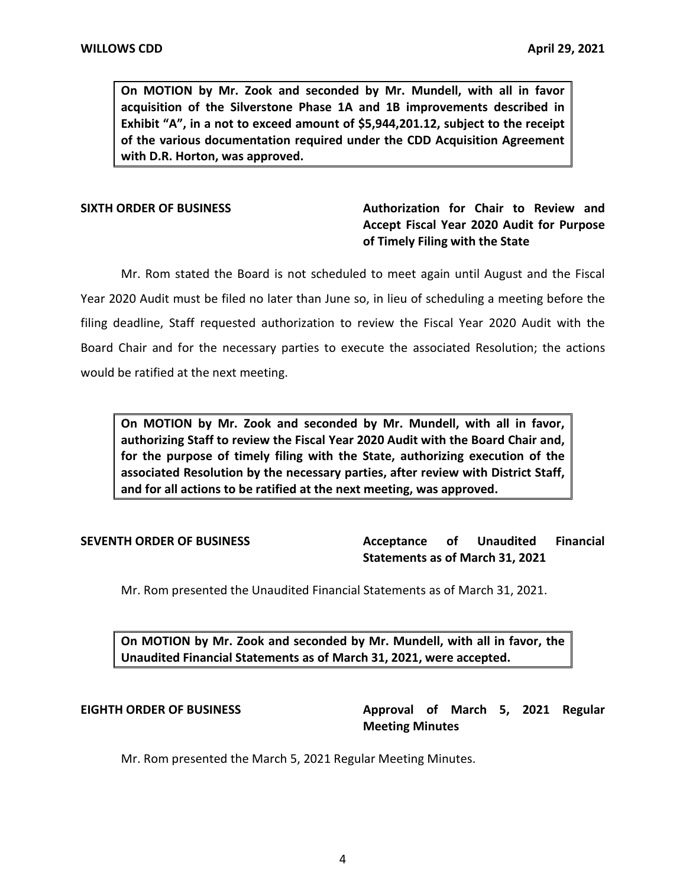**On MOTION by Mr. Zook and seconded by Mr. Mundell, with all in favor acquisition of the Silverstone Phase 1A and 1B improvements described in Exhibit "A", in a not to exceed amount of $5,944,201.12, subject to the receipt of the various documentation required under the CDD Acquisition Agreement with D.R. Horton, was approved.**

**SIXTH ORDER OF BUSINESS** **Authorization for Chair to Review and Accept Fiscal Year 2020 Audit for Purpose of Timely Filing with the State**

Mr. Rom stated the Board is not scheduled to meet again until August and the Fiscal Year 2020 Audit must be filed no later than June so, in lieu of scheduling a meeting before the filing deadline, Staff requested authorization to review the Fiscal Year 2020 Audit with the Board Chair and for the necessary parties to execute the associated Resolution; the actions would be ratified at the next meeting.

**On MOTION by Mr. Zook and seconded by Mr. Mundell, with all in favor, authorizing Staff to review the Fiscal Year 2020 Audit with the Board Chair and, for the purpose of timely filing with the State, authorizing execution of the associated Resolution by the necessary parties, after review with District Staff, and for all actions to be ratified at the next meeting, was approved.**

**SEVENTH ORDER OF BUSINESS** **Acceptance of Unaudited Financial Statements as of March 31, 2021**

Mr. Rom presented the Unaudited Financial Statements as of March 31, 2021.

**On MOTION by Mr. Zook and seconded by Mr. Mundell, with all in favor, the Unaudited Financial Statements as of March 31, 2021, were accepted.**

**EIGHTH ORDER OF BUSINESS** **Approval of March 5, 2021 Regular Meeting Minutes**

Mr. Rom presented the March 5, 2021 Regular Meeting Minutes.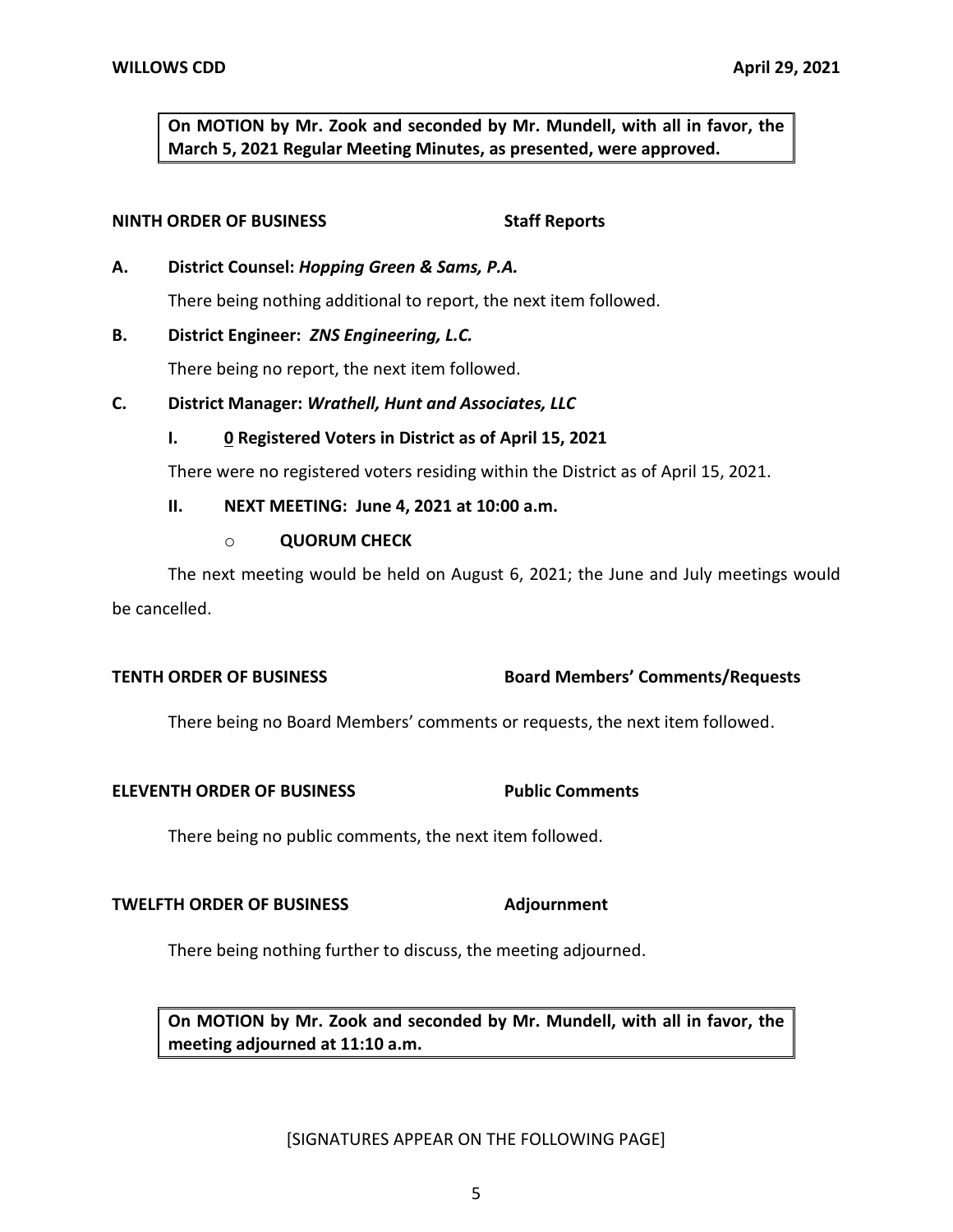**On MOTION by Mr. Zook and seconded by Mr. Mundell, with all in favor, the March 5, 2021 Regular Meeting Minutes, as presented, were approved.**

**NINTH ORDER OF BUSINESS** **Staff Reports**

**A. District Counsel: *Hopping Green & Sams, P.A.***

There being nothing additional to report, the next item followed.

**B. District Engineer: *ZNS Engineering, L.C.***

There being no report, the next item followed.

**C. District Manager: *Wrathell, Hunt and Associates, LLC***

**I. 0 Registered Voters in District as of April 15, 2021**

There were no registered voters residing within the District as of April 15, 2021.

**II. NEXT MEETING: June 4, 2021 at 10:00 a.m.**

- **QUORUM CHECK**

The next meeting would be held on August 6, 2021; the June and July meetings would be cancelled.

**TENTH ORDER OF BUSINESS** **Board Members' Comments/Requests**

There being no Board Members' comments or requests, the next item followed.

**ELEVENTH ORDER OF BUSINESS** **Public Comments**

There being no public comments, the next item followed.

**TWELFTH ORDER OF BUSINESS** **Adjournment**

There being nothing further to discuss, the meeting adjourned.

**On MOTION by Mr. Zook and seconded by Mr. Mundell, with all in favor, the meeting adjourned at 11:10 a.m.**

[SIGNATURES APPEAR ON THE FOLLOWING PAGE]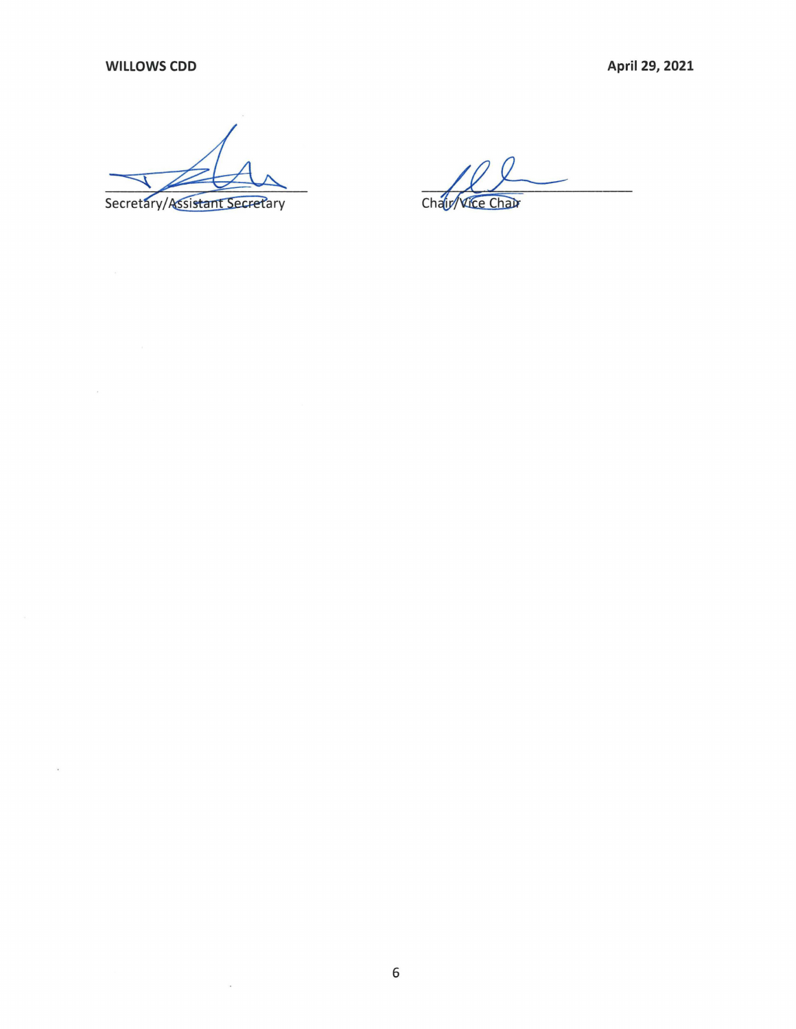___________________________
Secretary/Assistant Secretary

___________________________
Chair/Vice Chair